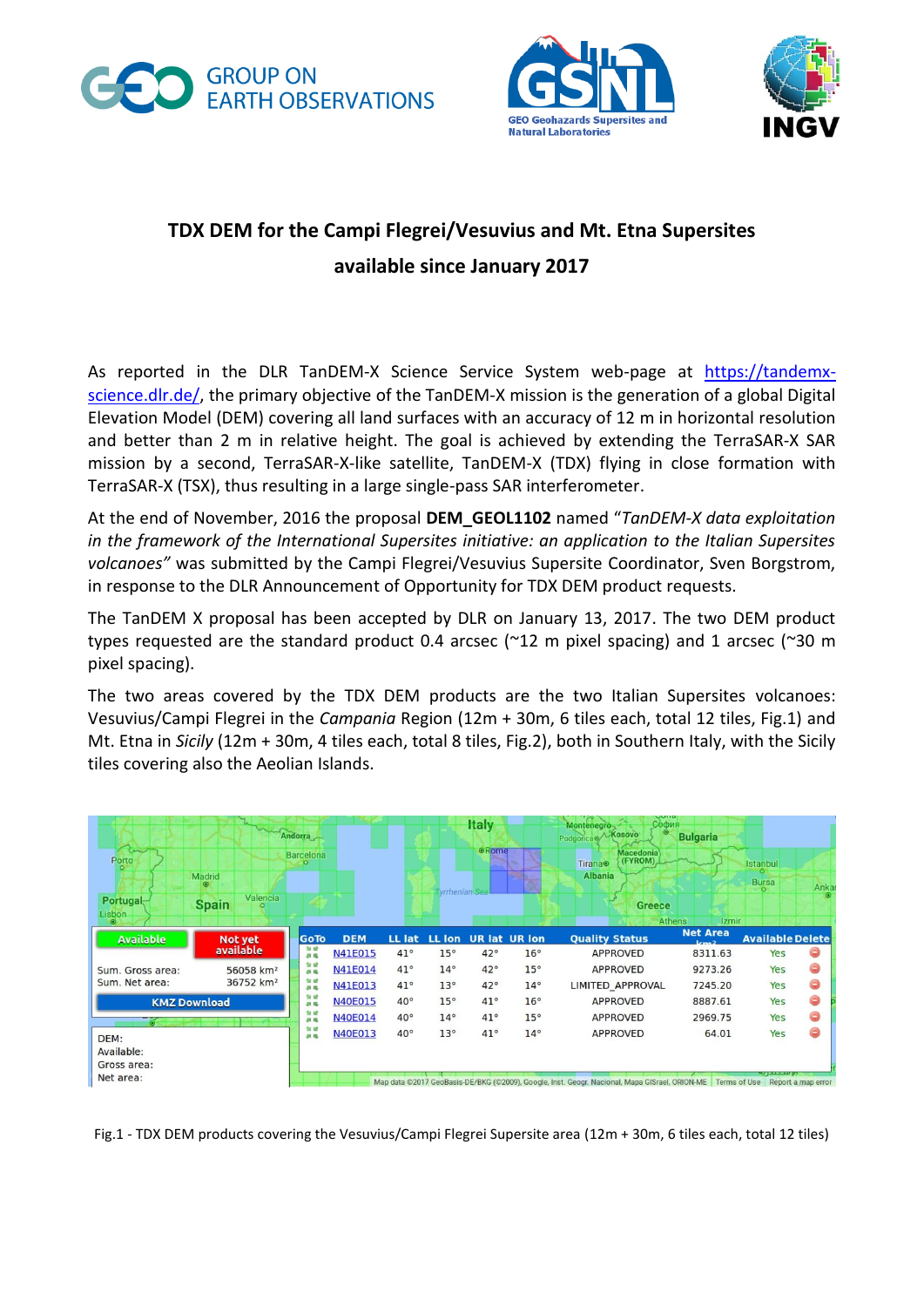# TDX DEM for the Campi Flegrei/Vesuvius and Mt. Etna Supersites available since January 2017

As reported in the DLR TanDEM-X Science Service System web-page at https://tandemx-science.dlr.de/, the primary objective of the TanDEM-X mission is the generation of a global Digital Elevation Model (DEM) covering all land surfaces with an accuracy of 12 m in horizontal resolution and better than 2 m in relative height. The goal is achieved by extending the TerraSAR-X SAR mission by a second, TerraSAR-X-like satellite, TanDEM-X (TDX) flying in close formation with TerraSAR-X (TSX), thus resulting in a large single-pass SAR interferometer.

At the end of November, 2016 the proposal **DEM_GEOL1102** named "*TanDEM-X data exploitation in the framework of the International Supersites initiative: an application to the Italian Supersites volcanoes"* was submitted by the Campi Flegrei/Vesuvius Supersite Coordinator, Sven Borgstrom, in response to the DLR Announcement of Opportunity for TDX DEM product requests.

The TanDEM X proposal has been accepted by DLR on January 13, 2017. The two DEM product types requested are the standard product 0.4 arcsec (~12 m pixel spacing) and 1 arcsec (~30 m pixel spacing).

The two areas covered by the TDX DEM products are the two Italian Supersites volcanoes: Vesuvius/Campi Flegrei in the *Campania* Region (12m + 30m, 6 tiles each, total 12 tiles, Fig.1) and Mt. Etna in *Sicily* (12m + 30m, 4 tiles each, total 8 tiles, Fig.2), both in Southern Italy, with the Sicily tiles covering also the Aeolian Islands.

| DEM | LL lat | LL lon | UR lat | UR lon | Quality Status | Net Area km² | Available |
|---|---|---|---|---|---|---|---|
| N41E015 | 41° | 15° | 42° | 16° | APPROVED | 8311.63 | Yes |
| N41E014 | 41° | 14° | 42° | 15° | APPROVED | 9273.26 | Yes |
| N41E013 | 41° | 13° | 42° | 14° | LIMITED_APPROVAL | 7245.20 | Yes |
| N40E015 | 40° | 15° | 41° | 16° | APPROVED | 8887.61 | Yes |
| N40E014 | 40° | 14° | 41° | 15° | APPROVED | 2969.75 | Yes |
| N40E013 | 40° | 13° | 41° | 14° | APPROVED | 64.01 | Yes |

Sum. Gross area: 56058 km²
Sum. Net area: 36752 km²

Fig.1 - TDX DEM products covering the Vesuvius/Campi Flegrei Supersite area (12m + 30m, 6 tiles each, total 12 tiles)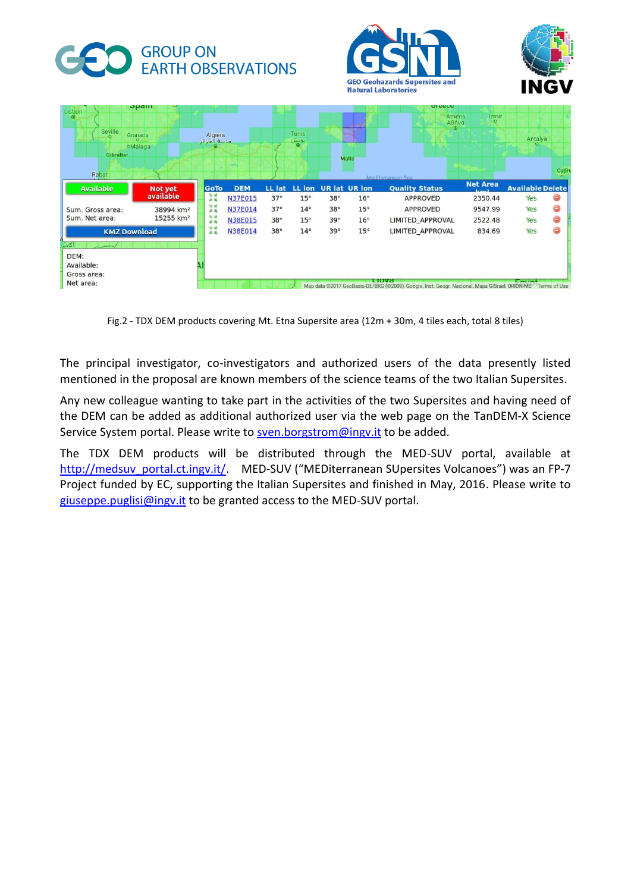| GoTo | DEM | LL lat | LL lon | UR lat | UR lon | Quality Status | Net Area km² | Available | Delete |
|---|---|---|---|---|---|---|---|---|---|
| | N37E015 | 37° | 15° | 38° | 16° | APPROVED | 2350.44 | Yes | |
| | N37E014 | 37° | 14° | 38° | 15° | APPROVED | 9547.99 | Yes | |
| | N38E015 | 38° | 15° | 39° | 16° | LIMITED_APPROVAL | 2522.48 | Yes | |
| | N38E014 | 38° | 14° | 39° | 15° | LIMITED_APPROVAL | 834.69 | Yes | |

Available | Not yet available

Sum. Gross area: 38994 km²
Sum. Net area: 15255 km²

KMZ Download

DEM:
Available:
Gross area:
Net area:

Fig.2 - TDX DEM products covering Mt. Etna Supersite area (12m + 30m, 4 tiles each, total 8 tiles)

The principal investigator, co-investigators and authorized users of the data presently listed mentioned in the proposal are known members of the science teams of the two Italian Supersites.

Any new colleague wanting to take part in the activities of the two Supersites and having need of the DEM can be added as additional authorized user via the web page on the TanDEM-X Science Service System portal. Please write to sven.borgstrom@ingv.it to be added.

The TDX DEM products will be distributed through the MED-SUV portal, available at http://medsuv_portal.ct.ingv.it/. MED-SUV ("MEDiterranean SUpersites Volcanoes") was an FP-7 Project funded by EC, supporting the Italian Supersites and finished in May, 2016. Please write to giuseppe.puglisi@ingv.it to be granted access to the MED-SUV portal.